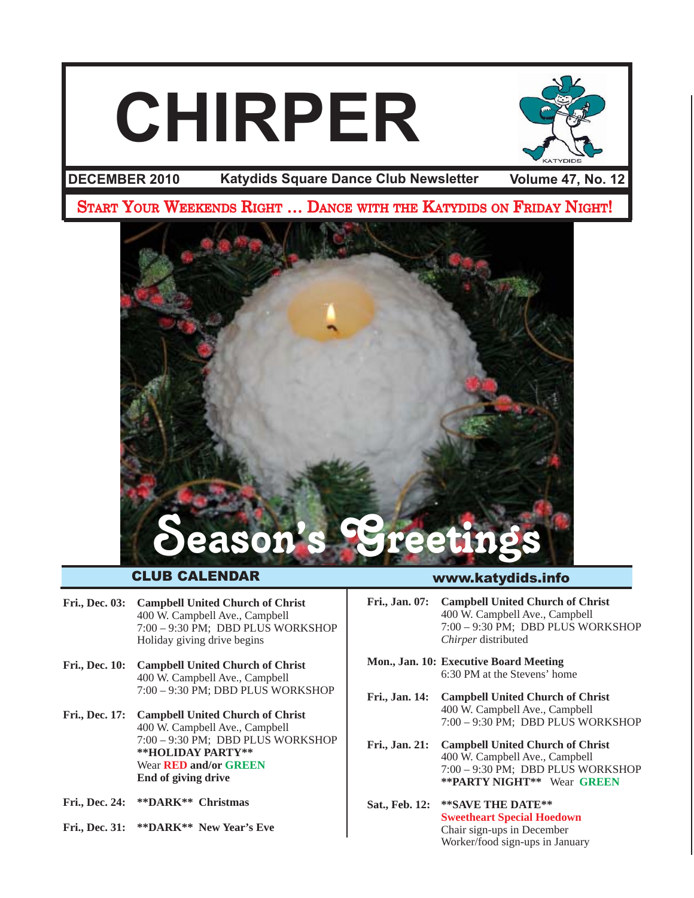# CHIRPER

**DECEMBER 2010** **Katydids Square Dance Club Newsletter** **Volume 47, No. 12**

START YOUR WEEKENDS RIGHT … DANCE WITH THE KATYDIDS ON FRIDAY NIGHT!

Season's Greetings

## CLUB CALENDAR

www.katydids.info

**Fri., Dec. 03:** **Campbell United Church of Christ**
400 W. Campbell Ave., Campbell
7:00 – 9:30 PM; DBD PLUS WORKSHOP
Holiday giving drive begins

**Fri., Dec. 10:** **Campbell United Church of Christ**
400 W. Campbell Ave., Campbell
7:00 – 9:30 PM; DBD PLUS WORKSHOP

**Fri., Dec. 17:** **Campbell United Church of Christ**
400 W. Campbell Ave., Campbell
7:00 – 9:30 PM; DBD PLUS WORKSHOP
**\*\*HOLIDAY PARTY\*\***
Wear **RED and/or GREEN**
**End of giving drive**

**Fri., Dec. 24:** **\*\*DARK\*\* Christmas**

**Fri., Dec. 31:** **\*\*DARK\*\* New Year's Eve**

**Fri., Jan. 07:** **Campbell United Church of Christ**
400 W. Campbell Ave., Campbell
7:00 – 9:30 PM; DBD PLUS WORKSHOP
*Chirper* distributed

**Mon., Jan. 10:** **Executive Board Meeting**
6:30 PM at the Stevens' home

**Fri., Jan. 14:** **Campbell United Church of Christ**
400 W. Campbell Ave., Campbell
7:00 – 9:30 PM; DBD PLUS WORKSHOP

**Fri., Jan. 21:** **Campbell United Church of Christ**
400 W. Campbell Ave., Campbell
7:00 – 9:30 PM; DBD PLUS WORKSHOP
**\*\*PARTY NIGHT\*\*** Wear **GREEN**

**Sat., Feb. 12:** **\*\*SAVE THE DATE\*\***
**Sweetheart Special Hoedown**
Chair sign-ups in December
Worker/food sign-ups in January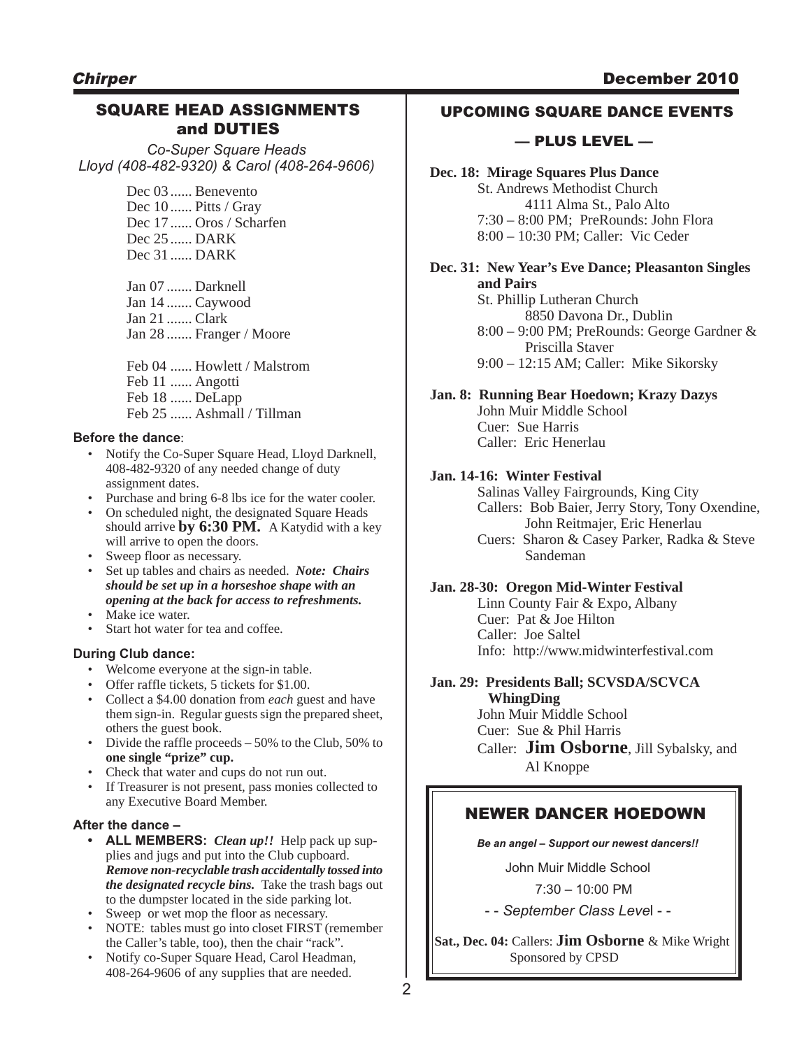## SQUARE HEAD ASSIGNMENTS and DUTIES

*Co-Super Square Heads*
*Lloyd (408-482-9320) & Carol (408-264-9606)*

Dec 03 ...... Benevento
Dec 10 ...... Pitts / Gray
Dec 17 ...... Oros / Scharfen
Dec 25 ...... DARK
Dec 31 ...... DARK

Jan 07 ....... Darknell
Jan 14 ....... Caywood
Jan 21 ....... Clark
Jan 28 ....... Franger / Moore

Feb 04 ...... Howlett / Malstrom
Feb 11 ...... Angotti
Feb 18 ...... DeLapp
Feb 25 ...... Ashmall / Tillman

**Before the dance**:

- Notify the Co-Super Square Head, Lloyd Darknell, 408-482-9320 of any needed change of duty assignment dates.
- Purchase and bring 6-8 lbs ice for the water cooler.
- On scheduled night, the designated Square Heads should arrive **by 6:30 PM.** A Katydid with a key will arrive to open the doors.
- Sweep floor as necessary.
- Set up tables and chairs as needed. ***Note: Chairs should be set up in a horseshoe shape with an opening at the back for access to refreshments.***
- Make ice water.
- Start hot water for tea and coffee.

**During Club dance:**

- Welcome everyone at the sign-in table.
- Offer raffle tickets, 5 tickets for $1.00.
- Collect a $4.00 donation from *each* guest and have them sign-in. Regular guests sign the prepared sheet, others the guest book.
- Divide the raffle proceeds – 50% to the Club, 50% to **one single "prize" cup.**
- Check that water and cups do not run out.
- If Treasurer is not present, pass monies collected to any Executive Board Member.

**After the dance –**

- **ALL MEMBERS:** ***Clean up!!*** Help pack up supplies and jugs and put into the Club cupboard. ***Remove non-recyclable trash accidentally tossed into the designated recycle bins.*** Take the trash bags out to the dumpster located in the side parking lot.
- Sweep or wet mop the floor as necessary.
- NOTE: tables must go into closet FIRST (remember the Caller's table, too), then the chair "rack".
- Notify co-Super Square Head, Carol Headman, 408-264-9606 of any supplies that are needed.

## UPCOMING SQUARE DANCE EVENTS

### — PLUS LEVEL —

**Dec. 18: Mirage Squares Plus Dance**
St. Andrews Methodist Church
4111 Alma St., Palo Alto
7:30 – 8:00 PM; PreRounds: John Flora
8:00 – 10:30 PM; Caller: Vic Ceder

**Dec. 31: New Year's Eve Dance; Pleasanton Singles and Pairs**
St. Phillip Lutheran Church
8850 Davona Dr., Dublin
8:00 – 9:00 PM; PreRounds: George Gardner & Priscilla Staver
9:00 – 12:15 AM; Caller: Mike Sikorsky

**Jan. 8: Running Bear Hoedown; Krazy Dazys**
John Muir Middle School
Cuer: Sue Harris
Caller: Eric Henerlau

**Jan. 14-16: Winter Festival**
Salinas Valley Fairgrounds, King City
Callers: Bob Baier, Jerry Story, Tony Oxendine, John Reitmajer, Eric Henerlau
Cuers: Sharon & Casey Parker, Radka & Steve Sandeman

**Jan. 28-30: Oregon Mid-Winter Festival**
Linn County Fair & Expo, Albany
Cuer: Pat & Joe Hilton
Caller: Joe Saltel
Info: http://www.midwinterfestival.com

**Jan. 29: Presidents Ball; SCVSDA/SCVCA WhingDing**
John Muir Middle School
Cuer: Sue & Phil Harris
Caller: **Jim Osborne**, Jill Sybalsky, and Al Knoppe

## NEWER DANCER HOEDOWN

***Be an angel – Support our newest dancers!!***

John Muir Middle School

7:30 – 10:00 PM

*- - September Class Level - -*

**Sat., Dec. 04:** Callers: **Jim Osborne** & Mike Wright
Sponsored by CPSD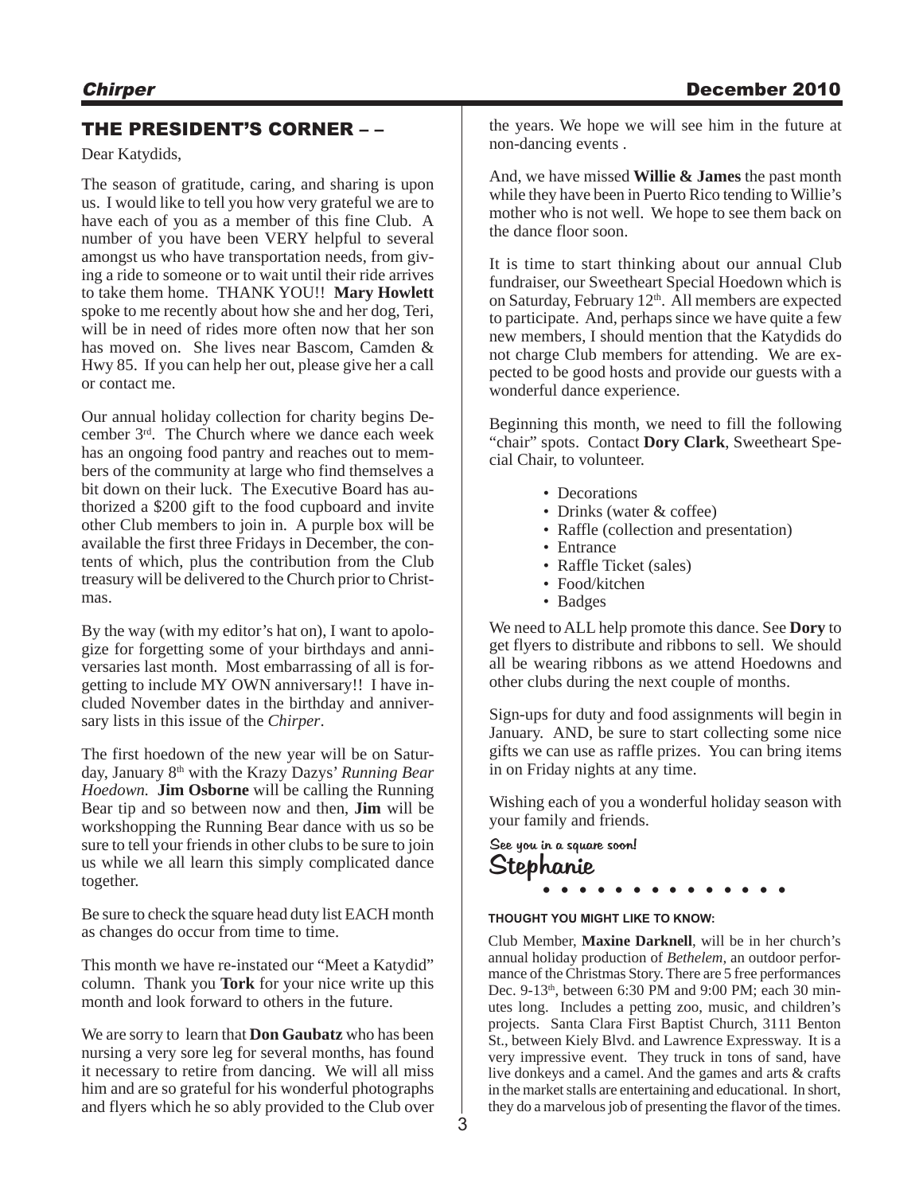## THE PRESIDENT'S CORNER – –

Dear Katydids,

The season of gratitude, caring, and sharing is upon us. I would like to tell you how very grateful we are to have each of you as a member of this fine Club. A number of you have been VERY helpful to several amongst us who have transportation needs, from giving a ride to someone or to wait until their ride arrives to take them home. THANK YOU!! **Mary Howlett** spoke to me recently about how she and her dog, Teri, will be in need of rides more often now that her son has moved on. She lives near Bascom, Camden & Hwy 85. If you can help her out, please give her a call or contact me.

Our annual holiday collection for charity begins December 3rd. The Church where we dance each week has an ongoing food pantry and reaches out to members of the community at large who find themselves a bit down on their luck. The Executive Board has authorized a $200 gift to the food cupboard and invite other Club members to join in. A purple box will be available the first three Fridays in December, the contents of which, plus the contribution from the Club treasury will be delivered to the Church prior to Christmas.

By the way (with my editor's hat on), I want to apologize for forgetting some of your birthdays and anniversaries last month. Most embarrassing of all is forgetting to include MY OWN anniversary!! I have included November dates in the birthday and anniversary lists in this issue of the *Chirper*.

The first hoedown of the new year will be on Saturday, January 8th with the Krazy Dazys' *Running Bear Hoedown.* **Jim Osborne** will be calling the Running Bear tip and so between now and then, **Jim** will be workshopping the Running Bear dance with us so be sure to tell your friends in other clubs to be sure to join us while we all learn this simply complicated dance together.

Be sure to check the square head duty list EACH month as changes do occur from time to time.

This month we have re-instated our "Meet a Katydid" column. Thank you **Tork** for your nice write up this month and look forward to others in the future.

We are sorry to learn that **Don Gaubatz** who has been nursing a very sore leg for several months, has found it necessary to retire from dancing. We will all miss him and are so grateful for his wonderful photographs and flyers which he so ably provided to the Club over the years. We hope we will see him in the future at non-dancing events .

And, we have missed **Willie & James** the past month while they have been in Puerto Rico tending to Willie's mother who is not well. We hope to see them back on the dance floor soon.

It is time to start thinking about our annual Club fundraiser, our Sweetheart Special Hoedown which is on Saturday, February 12th. All members are expected to participate. And, perhaps since we have quite a few new members, I should mention that the Katydids do not charge Club members for attending. We are expected to be good hosts and provide our guests with a wonderful dance experience.

Beginning this month, we need to fill the following "chair" spots. Contact **Dory Clark**, Sweetheart Special Chair, to volunteer.

- Decorations
- Drinks (water & coffee)
- Raffle (collection and presentation)
- Entrance
- Raffle Ticket (sales)
- Food/kitchen
- Badges

We need to ALL help promote this dance. See **Dory** to get flyers to distribute and ribbons to sell. We should all be wearing ribbons as we attend Hoedowns and other clubs during the next couple of months.

Sign-ups for duty and food assignments will begin in January. AND, be sure to start collecting some nice gifts we can use as raffle prizes. You can bring items in on Friday nights at any time.

Wishing each of you a wonderful holiday season with your family and friends.

See you in a square soon!

Stephanie

**THOUGHT YOU MIGHT LIKE TO KNOW:**

Club Member, **Maxine Darknell**, will be in her church's annual holiday production of *Bethelem*, an outdoor performance of the Christmas Story. There are 5 free performances Dec. 9-13th, between 6:30 PM and 9:00 PM; each 30 minutes long. Includes a petting zoo, music, and children's projects. Santa Clara First Baptist Church, 3111 Benton St., between Kiely Blvd. and Lawrence Expressway. It is a very impressive event. They truck in tons of sand, have live donkeys and a camel. And the games and arts & crafts in the market stalls are entertaining and educational. In short, they do a marvelous job of presenting the flavor of the times.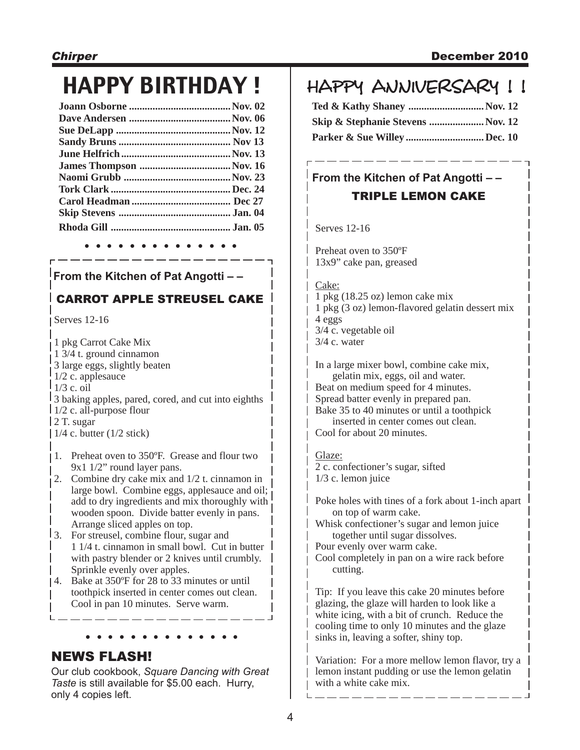# HAPPY BIRTHDAY !

**Joann Osborne ....................................... Nov. 02**
**Dave Andersen ....................................... Nov. 06**
**Sue DeLapp ............................................ Nov. 12**
**Sandy Bruns ........................................... Nov 13**
**June Helfrich .......................................... Nov. 13**
**James Thompson ................................... Nov. 16**
**Naomi Grubb ......................................... Nov. 23**
**Tork Clark ............................................. Dec. 24**
**Carol Headman ...................................... Dec 27**
**Skip Stevens ........................................... Jan. 04**
**Rhoda Gill .............................................. Jan. 05**

• • • • • • • • • • • • • •

**From the Kitchen of Pat Angotti – –**

## CARROT APPLE STREUSEL CAKE

Serves 12-16

1 pkg Carrot Cake Mix
1 3/4 t. ground cinnamon
3 large eggs, slightly beaten
1/2 c. applesauce
1/3 c. oil
3 baking apples, pared, cored, and cut into eighths
1/2 c. all-purpose flour
2 T. sugar
1/4 c. butter (1/2 stick)

1. Preheat oven to 350ºF. Grease and flour two 9x1 1/2" round layer pans.
2. Combine dry cake mix and 1/2 t. cinnamon in large bowl. Combine eggs, applesauce and oil; add to dry ingredients and mix thoroughly with wooden spoon. Divide batter evenly in pans. Arrange sliced apples on top.
3. For streusel, combine flour, sugar and 1 1/4 t. cinnamon in small bowl. Cut in butter with pastry blender or 2 knives until crumbly. Sprinkle evenly over apples.
4. Bake at 350ºF for 28 to 33 minutes or until toothpick inserted in center comes out clean. Cool in pan 10 minutes. Serve warm.

• • • • • • • • • • • • • •

## NEWS FLASH!

Our club cookbook, *Square Dancing with Great Taste* is still available for $5.00 each. Hurry, only 4 copies left.

# HAPPY ANNIVERSARY ! !

**Ted & Kathy Shaney ............................. Nov. 12**
**Skip & Stephanie Stevens ..................... Nov. 12**
**Parker & Sue Willey .............................. Dec. 10**

**From the Kitchen of Pat Angotti – –**

## TRIPLE LEMON CAKE

Serves 12-16

Preheat oven to 350ºF
13x9" cake pan, greased

Cake:
1 pkg (18.25 oz) lemon cake mix
1 pkg (3 oz) lemon-flavored gelatin dessert mix
4 eggs
3/4 c. vegetable oil
3/4 c. water

In a large mixer bowl, combine cake mix, gelatin mix, eggs, oil and water.
Beat on medium speed for 4 minutes.
Spread batter evenly in prepared pan.
Bake 35 to 40 minutes or until a toothpick inserted in center comes out clean.
Cool for about 20 minutes.

Glaze:
2 c. confectioner's sugar, sifted
1/3 c. lemon juice

Poke holes with tines of a fork about 1-inch apart on top of warm cake.
Whisk confectioner's sugar and lemon juice together until sugar dissolves.
Pour evenly over warm cake.
Cool completely in pan on a wire rack before cutting.

Tip: If you leave this cake 20 minutes before glazing, the glaze will harden to look like a white icing, with a bit of crunch. Reduce the cooling time to only 10 minutes and the glaze sinks in, leaving a softer, shiny top.

Variation: For a more mellow lemon flavor, try a lemon instant pudding or use the lemon gelatin with a white cake mix.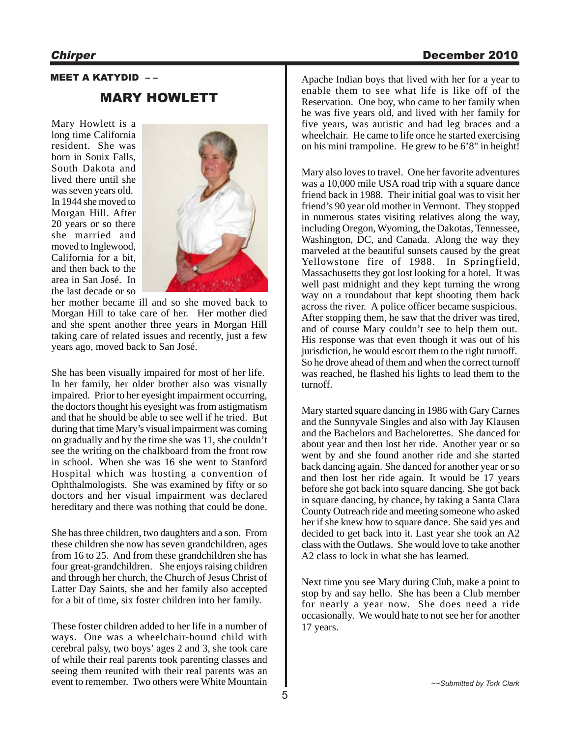## MEET A KATYDID – –

# MARY HOWLETT

Mary Howlett is a long time California resident. She was born in Souix Falls, South Dakota and lived there until she was seven years old. In 1944 she moved to Morgan Hill. After 20 years or so there she married and moved to Inglewood, California for a bit, and then back to the area in San José. In the last decade or so her mother became ill and so she moved back to Morgan Hill to take care of her. Her mother died and she spent another three years in Morgan Hill taking care of related issues and recently, just a few years ago, moved back to San José.

She has been visually impaired for most of her life. In her family, her older brother also was visually impaired. Prior to her eyesight impairment occurring, the doctors thought his eyesight was from astigmatism and that he should be able to see well if he tried. But during that time Mary's visual impairment was coming on gradually and by the time she was 11, she couldn't see the writing on the chalkboard from the front row in school. When she was 16 she went to Stanford Hospital which was hosting a convention of Ophthalmologists. She was examined by fifty or so doctors and her visual impairment was declared hereditary and there was nothing that could be done.

She has three children, two daughters and a son. From these children she now has seven grandchildren, ages from 16 to 25. And from these grandchildren she has four great-grandchildren. She enjoys raising children and through her church, the Church of Jesus Christ of Latter Day Saints, she and her family also accepted for a bit of time, six foster children into her family.

These foster children added to her life in a number of ways. One was a wheelchair-bound child with cerebral palsy, two boys' ages 2 and 3, she took care of while their real parents took parenting classes and seeing them reunited with their real parents was an event to remember. Two others were White Mountain Apache Indian boys that lived with her for a year to enable them to see what life is like off of the Reservation. One boy, who came to her family when he was five years old, and lived with her family for five years, was autistic and had leg braces and a wheelchair. He came to life once he started exercising on his mini trampoline. He grew to be 6'8" in height!

Mary also loves to travel. One her favorite adventures was a 10,000 mile USA road trip with a square dance friend back in 1988. Their initial goal was to visit her friend's 90 year old mother in Vermont. They stopped in numerous states visiting relatives along the way, including Oregon, Wyoming, the Dakotas, Tennessee, Washington, DC, and Canada. Along the way they marveled at the beautiful sunsets caused by the great Yellowstone fire of 1988. In Springfield, Massachusetts they got lost looking for a hotel. It was well past midnight and they kept turning the wrong way on a roundabout that kept shooting them back across the river. A police officer became suspicious. After stopping them, he saw that the driver was tired, and of course Mary couldn't see to help them out. His response was that even though it was out of his jurisdiction, he would escort them to the right turnoff. So he drove ahead of them and when the correct turnoff was reached, he flashed his lights to lead them to the turnoff.

Mary started square dancing in 1986 with Gary Carnes and the Sunnyvale Singles and also with Jay Klausen and the Bachelors and Bachelorettes. She danced for about year and then lost her ride. Another year or so went by and she found another ride and she started back dancing again. She danced for another year or so and then lost her ride again. It would be 17 years before she got back into square dancing. She got back in square dancing, by chance, by taking a Santa Clara County Outreach ride and meeting someone who asked her if she knew how to square dance. She said yes and decided to get back into it. Last year she took an A2 class with the Outlaws. She would love to take another A2 class to lock in what she has learned.

Next time you see Mary during Club, make a point to stop by and say hello. She has been a Club member for nearly a year now. She does need a ride occasionally. We would hate to not see her for another 17 years.

*~~Submitted by Tork Clark*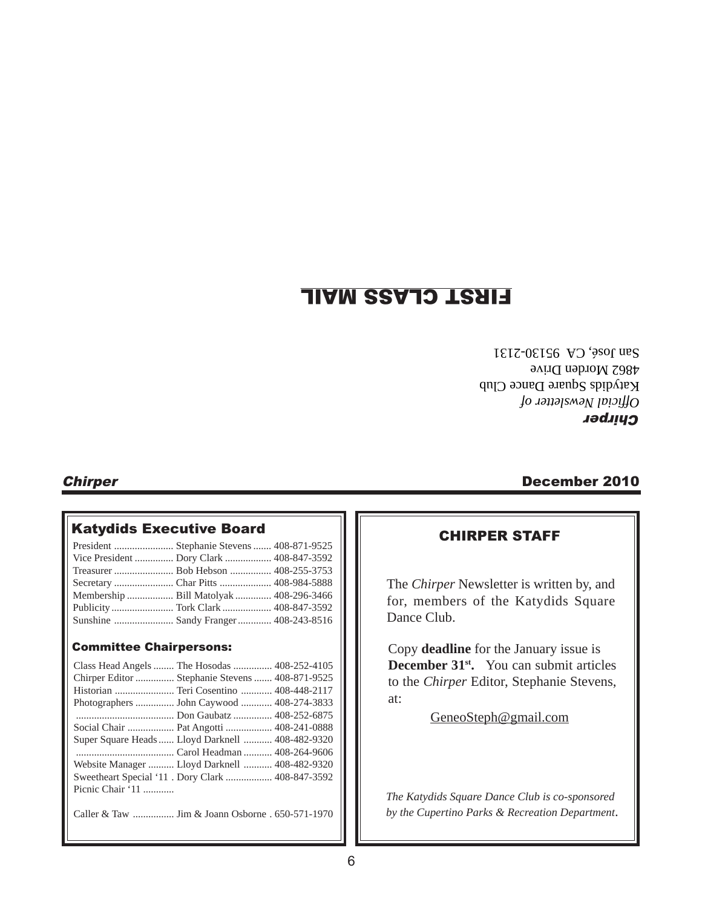**FIRST CLASS MAIL**

***Chirper***
*Official Newsletter of*
Katydids Square Dance Club
4862 Morden Drive
San José, CA 95130-2131

## Katydids Executive Board

| | | |
|---|---|---|
| President | Stephanie Stevens | 408-871-9525 |
| Vice President | Dory Clark | 408-847-3592 |
| Treasurer | Bob Hebson | 408-255-3753 |
| Secretary | Char Pitts | 408-984-5888 |
| Membership | Bill Matolyak | 408-296-3466 |
| Publicity | Tork Clark | 408-847-3592 |
| Sunshine | Sandy Franger | 408-243-8516 |

### Committee Chairpersons:

| | | |
|---|---|---|
| Class Head Angels | The Hosodas | 408-252-4105 |
| Chirper Editor | Stephanie Stevens | 408-871-9525 |
| Historian | Teri Cosentino | 408-448-2117 |
| Photographers | John Caywood | 408-274-3833 |
| | Don Gaubatz | 408-252-6875 |
| Social Chair | Pat Angotti | 408-241-0888 |
| Super Square Heads | Lloyd Darknell | 408-482-9320 |
| | Carol Headman | 408-264-9606 |
| Website Manager | Lloyd Darknell | 408-482-9320 |
| Sweetheart Special '11 | Dory Clark | 408-847-3592 |
| Picnic Chair '11 | | |
| Caller & Taw | Jim & Joann Osborne | 650-571-1970 |

## CHIRPER STAFF

The *Chirper* Newsletter is written by, and for, members of the Katydids Square Dance Club.

Copy **deadline** for the January issue is **December 31st.** You can submit articles to the *Chirper* Editor, Stephanie Stevens, at:

GeneoSteph@gmail.com

*The Katydids Square Dance Club is co-sponsored by the Cupertino Parks & Recreation Department.*